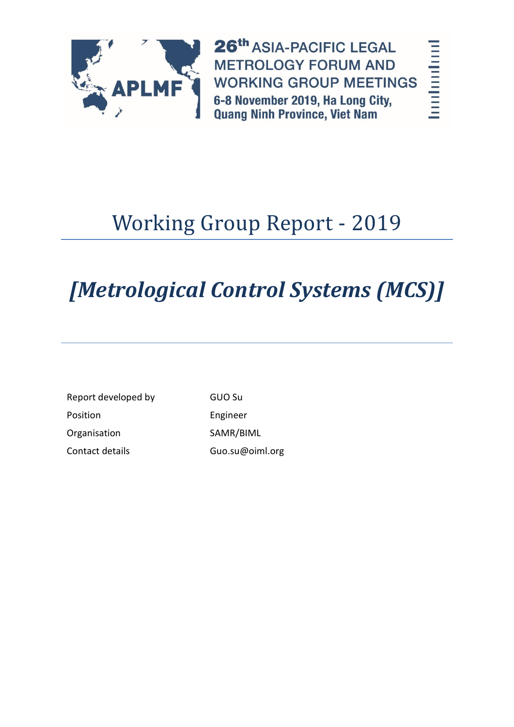26th ASIA-PACIFIC LEGAL METROLOGY FORUM AND WORKING GROUP MEETINGS

6-8 November 2019, Ha Long City, Quang Ninh Province, Viet Nam

# Working Group Report - 2019

# *[Metrological Control Systems (MCS)]*

| | |
|---|---|
| Report developed by | GUO Su |
| Position | Engineer |
| Organisation | SAMR/BIML |
| Contact details | Guo.su@oiml.org |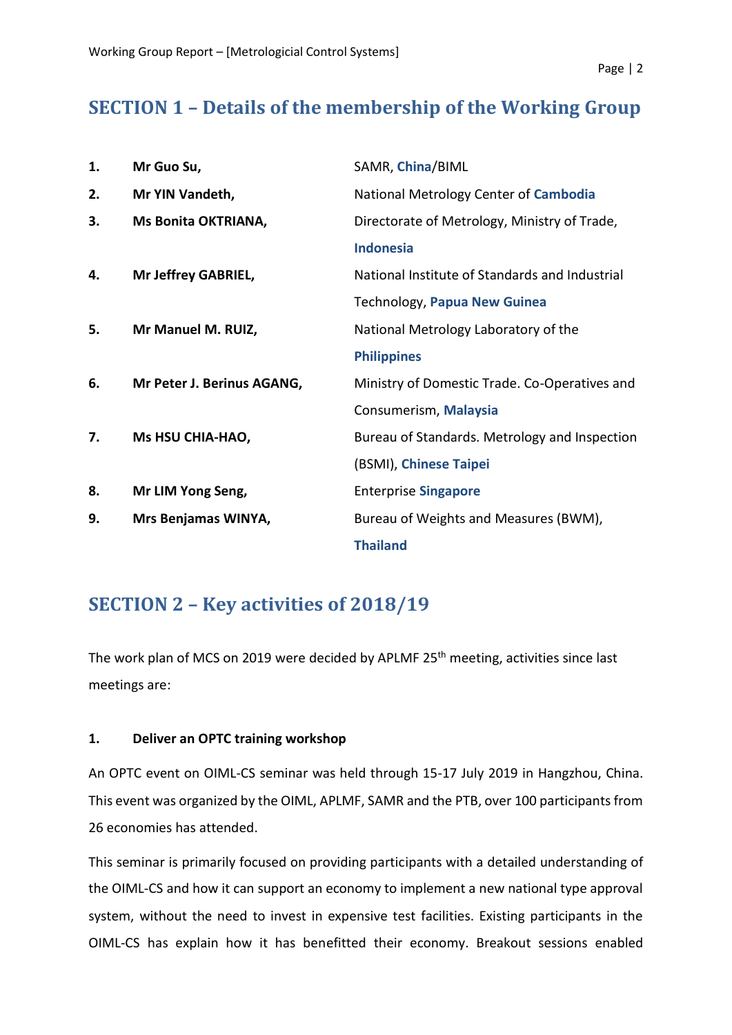## SECTION 1 – Details of the membership of the Working Group

| | | |
|---|---|---|
| **1.** | **Mr Guo Su,** | SAMR, **China**/BIML |
| **2.** | **Mr YIN Vandeth,** | National Metrology Center of **Cambodia** |
| **3.** | **Ms Bonita OKTRIANA,** | Directorate of Metrology, Ministry of Trade, **Indonesia** |
| **4.** | **Mr Jeffrey GABRIEL,** | National Institute of Standards and Industrial Technology, **Papua New Guinea** |
| **5.** | **Mr Manuel M. RUIZ,** | National Metrology Laboratory of the **Philippines** |
| **6.** | **Mr Peter J. Berinus AGANG,** | Ministry of Domestic Trade. Co-Operatives and Consumerism, **Malaysia** |
| **7.** | **Ms HSU CHIA-HAO,** | Bureau of Standards. Metrology and Inspection (BSMI), **Chinese Taipei** |
| **8.** | **Mr LIM Yong Seng,** | Enterprise **Singapore** |
| **9.** | **Mrs Benjamas WINYA,** | Bureau of Weights and Measures (BWM), **Thailand** |

## SECTION 2 – Key activities of 2018/19

The work plan of MCS on 2019 were decided by APLMF 25th meeting, activities since last meetings are:

**1. Deliver an OPTC training workshop**

An OPTC event on OIML-CS seminar was held through 15-17 July 2019 in Hangzhou, China. This event was organized by the OIML, APLMF, SAMR and the PTB, over 100 participants from 26 economies has attended.

This seminar is primarily focused on providing participants with a detailed understanding of the OIML-CS and how it can support an economy to implement a new national type approval system, without the need to invest in expensive test facilities. Existing participants in the OIML-CS has explain how it has benefitted their economy. Breakout sessions enabled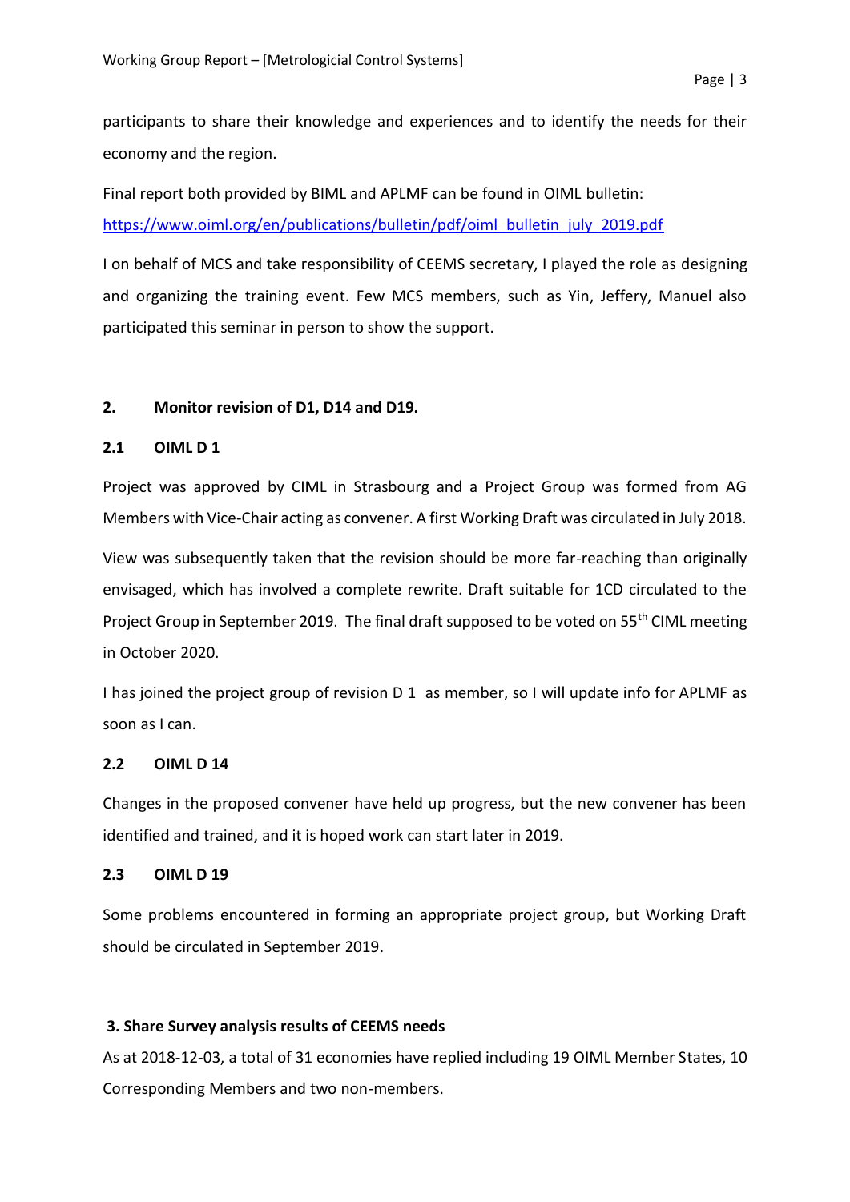participants to share their knowledge and experiences and to identify the needs for their economy and the region.

Final report both provided by BIML and APLMF can be found in OIML bulletin:
https://www.oiml.org/en/publications/bulletin/pdf/oiml_bulletin_july_2019.pdf

I on behalf of MCS and take responsibility of CEEMS secretary, I played the role as designing and organizing the training event. Few MCS members, such as Yin, Jeffery, Manuel also participated this seminar in person to show the support.

## 2. Monitor revision of D1, D14 and D19.

### 2.1 OIML D 1

Project was approved by CIML in Strasbourg and a Project Group was formed from AG Members with Vice-Chair acting as convener. A first Working Draft was circulated in July 2018.

View was subsequently taken that the revision should be more far-reaching than originally envisaged, which has involved a complete rewrite. Draft suitable for 1CD circulated to the Project Group in September 2019. The final draft supposed to be voted on 55th CIML meeting in October 2020.

I has joined the project group of revision D 1 as member, so I will update info for APLMF as soon as I can.

### 2.2 OIML D 14

Changes in the proposed convener have held up progress, but the new convener has been identified and trained, and it is hoped work can start later in 2019.

### 2.3 OIML D 19

Some problems encountered in forming an appropriate project group, but Working Draft should be circulated in September 2019.

## 3. Share Survey analysis results of CEEMS needs

As at 2018-12-03, a total of 31 economies have replied including 19 OIML Member States, 10 Corresponding Members and two non-members.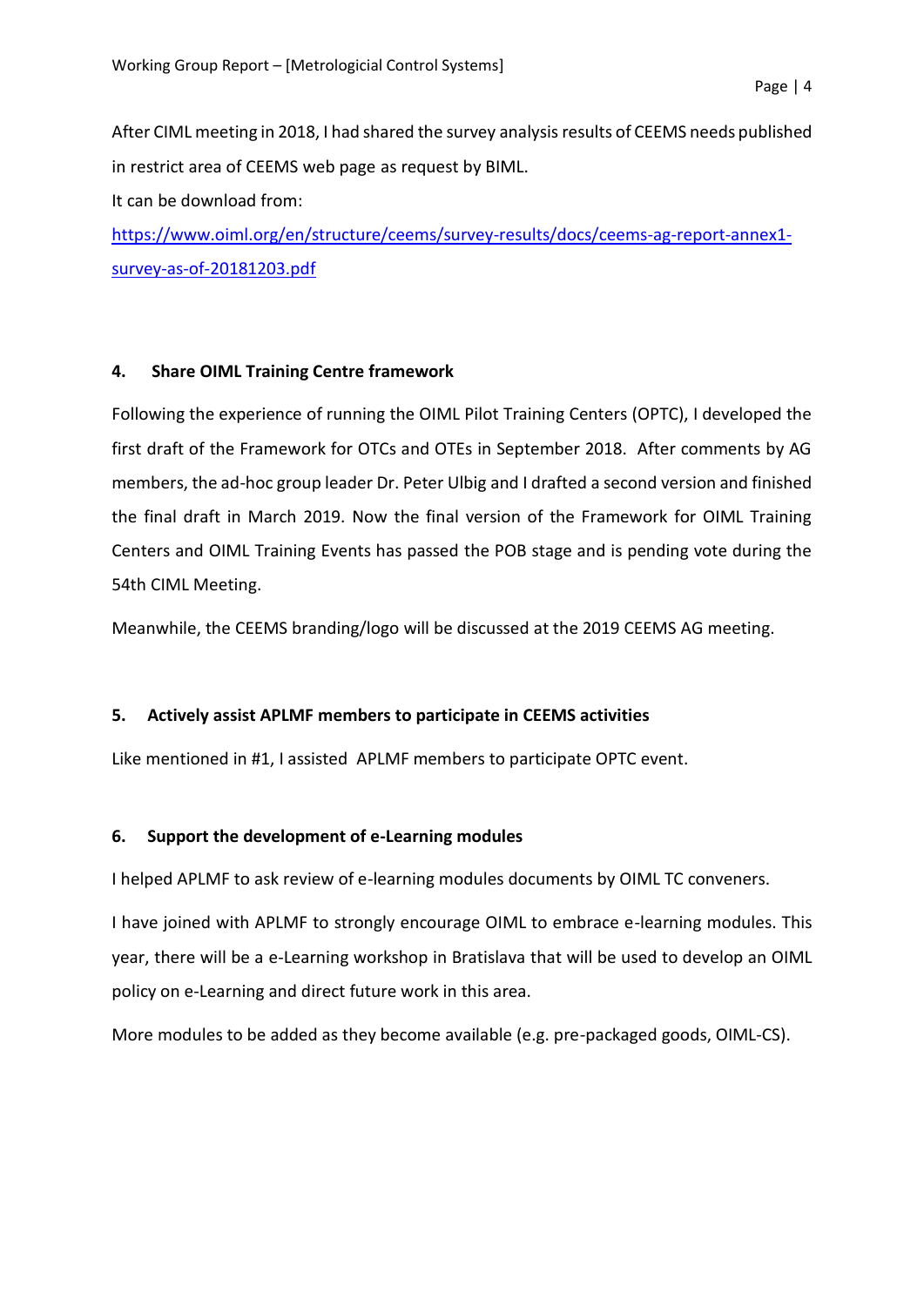After CIML meeting in 2018, I had shared the survey analysis results of CEEMS needs published in restrict area of CEEMS web page as request by BIML.

It can be download from:

[https://www.oiml.org/en/structure/ceems/survey-results/docs/ceems-ag-report-annex1-survey-as-of-20181203.pdf](https://www.oiml.org/en/structure/ceems/survey-results/docs/ceems-ag-report-annex1-survey-as-of-20181203.pdf)

#### 4. Share OIML Training Centre framework

Following the experience of running the OIML Pilot Training Centers (OPTC), I developed the first draft of the Framework for OTCs and OTEs in September 2018. After comments by AG members, the ad-hoc group leader Dr. Peter Ulbig and I drafted a second version and finished the final draft in March 2019. Now the final version of the Framework for OIML Training Centers and OIML Training Events has passed the POB stage and is pending vote during the 54th CIML Meeting.

Meanwhile, the CEEMS branding/logo will be discussed at the 2019 CEEMS AG meeting.

#### 5. Actively assist APLMF members to participate in CEEMS activities

Like mentioned in #1, I assisted APLMF members to participate OPTC event.

#### 6. Support the development of e-Learning modules

I helped APLMF to ask review of e-learning modules documents by OIML TC conveners.

I have joined with APLMF to strongly encourage OIML to embrace e-learning modules. This year, there will be a e-Learning workshop in Bratislava that will be used to develop an OIML policy on e-Learning and direct future work in this area.

More modules to be added as they become available (e.g. pre-packaged goods, OIML-CS).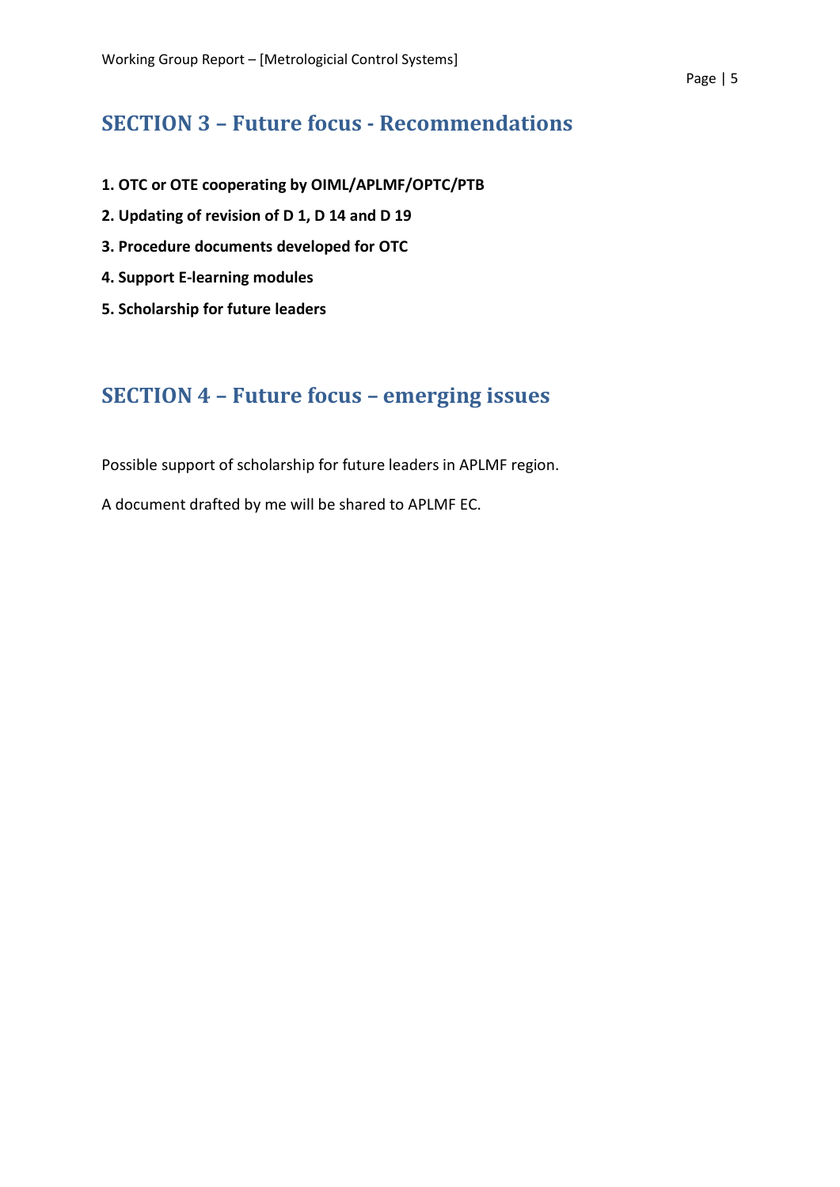## SECTION 3 – Future focus - Recommendations

**1. OTC or OTE cooperating by OIML/APLMF/OPTC/PTB**

**2. Updating of revision of D 1, D 14 and D 19**

**3. Procedure documents developed for OTC**

**4. Support E-learning modules**

**5. Scholarship for future leaders**

## SECTION 4 – Future focus – emerging issues

Possible support of scholarship for future leaders in APLMF region.

A document drafted by me will be shared to APLMF EC.